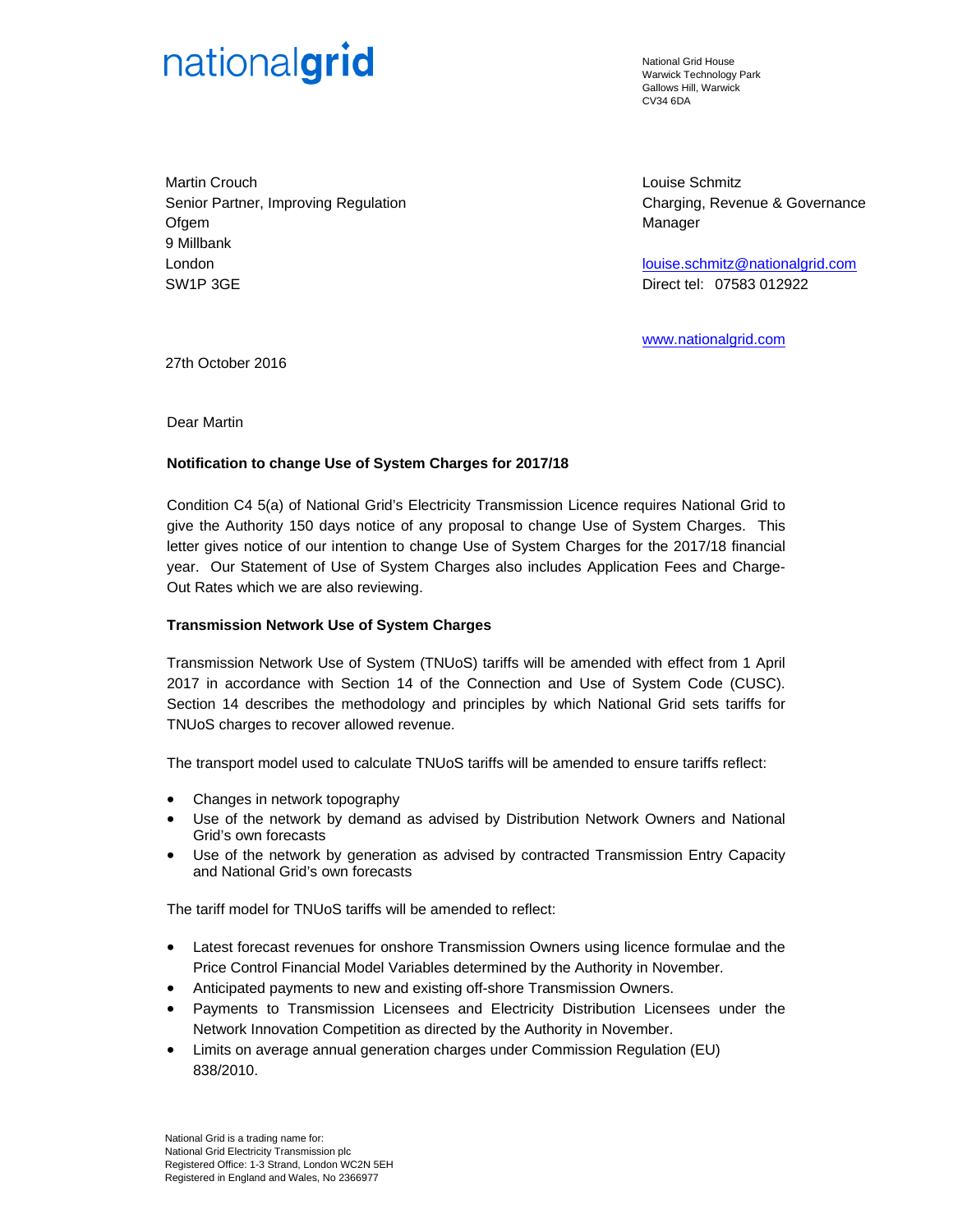nationalgrid

National Grid House
Warwick Technology Park
Gallows Hill, Warwick
CV34 6DA

Martin Crouch
Senior Partner, Improving Regulation
Ofgem
9 Millbank
London
SW1P 3GE

Louise Schmitz
Charging, Revenue & Governance Manager

louise.schmitz@nationalgrid.com
Direct tel: 07583 012922

www.nationalgrid.com

27th October 2016

Dear Martin

**Notification to change Use of System Charges for 2017/18**

Condition C4 5(a) of National Grid's Electricity Transmission Licence requires National Grid to give the Authority 150 days notice of any proposal to change Use of System Charges. This letter gives notice of our intention to change Use of System Charges for the 2017/18 financial year. Our Statement of Use of System Charges also includes Application Fees and Charge-Out Rates which we are also reviewing.

**Transmission Network Use of System Charges**

Transmission Network Use of System (TNUoS) tariffs will be amended with effect from 1 April 2017 in accordance with Section 14 of the Connection and Use of System Code (CUSC). Section 14 describes the methodology and principles by which National Grid sets tariffs for TNUoS charges to recover allowed revenue.

The transport model used to calculate TNUoS tariffs will be amended to ensure tariffs reflect:

- Changes in network topography
- Use of the network by demand as advised by Distribution Network Owners and National Grid's own forecasts
- Use of the network by generation as advised by contracted Transmission Entry Capacity and National Grid's own forecasts

The tariff model for TNUoS tariffs will be amended to reflect:

- Latest forecast revenues for onshore Transmission Owners using licence formulae and the Price Control Financial Model Variables determined by the Authority in November.
- Anticipated payments to new and existing off-shore Transmission Owners.
- Payments to Transmission Licensees and Electricity Distribution Licensees under the Network Innovation Competition as directed by the Authority in November.
- Limits on average annual generation charges under Commission Regulation (EU) 838/2010.

National Grid is a trading name for:
National Grid Electricity Transmission plc
Registered Office: 1-3 Strand, London WC2N 5EH
Registered in England and Wales, No 2366977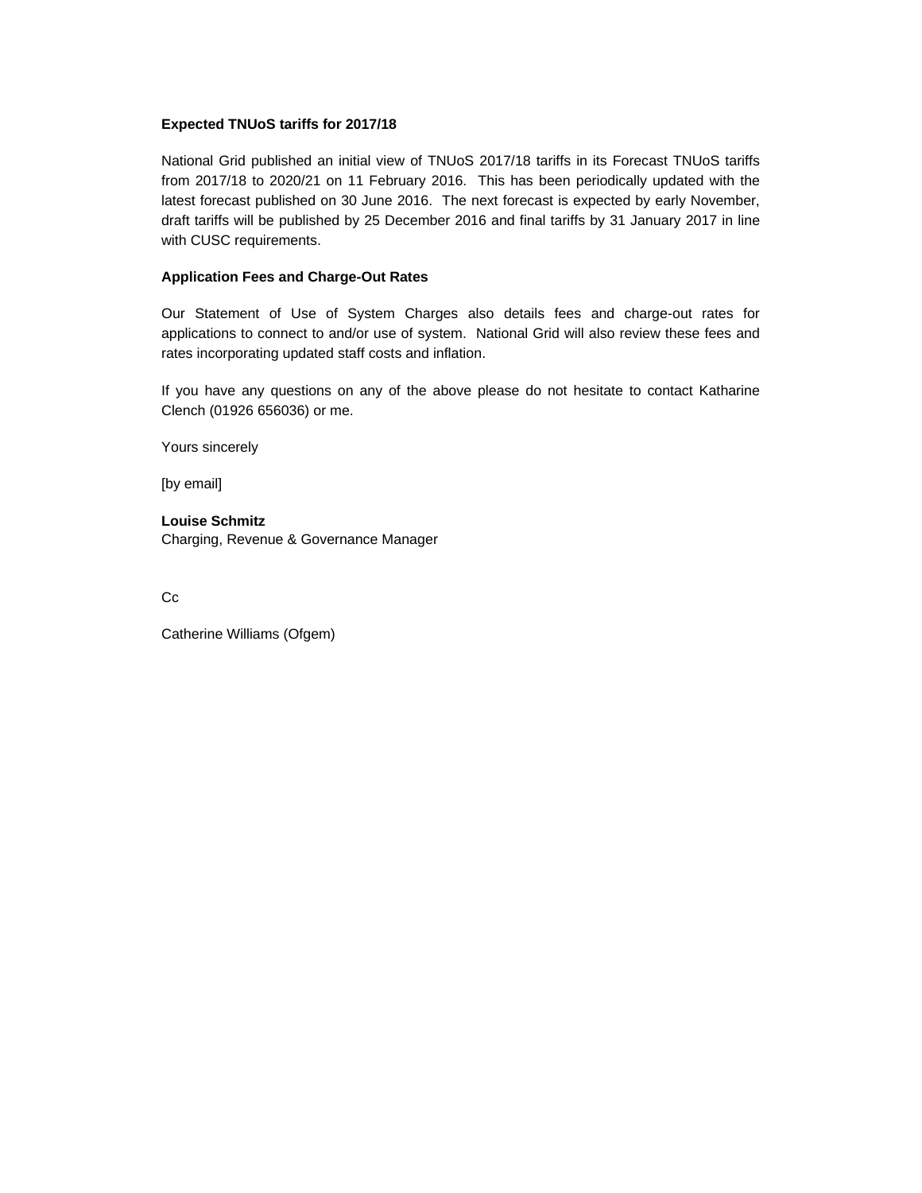**Expected TNUoS tariffs for 2017/18**

National Grid published an initial view of TNUoS 2017/18 tariffs in its Forecast TNUoS tariffs from 2017/18 to 2020/21 on 11 February 2016. This has been periodically updated with the latest forecast published on 30 June 2016. The next forecast is expected by early November, draft tariffs will be published by 25 December 2016 and final tariffs by 31 January 2017 in line with CUSC requirements.

**Application Fees and Charge-Out Rates**

Our Statement of Use of System Charges also details fees and charge-out rates for applications to connect to and/or use of system. National Grid will also review these fees and rates incorporating updated staff costs and inflation.

If you have any questions on any of the above please do not hesitate to contact Katharine Clench (01926 656036) or me.

Yours sincerely

[by email]

**Louise Schmitz**
Charging, Revenue & Governance Manager

Cc

Catherine Williams (Ofgem)